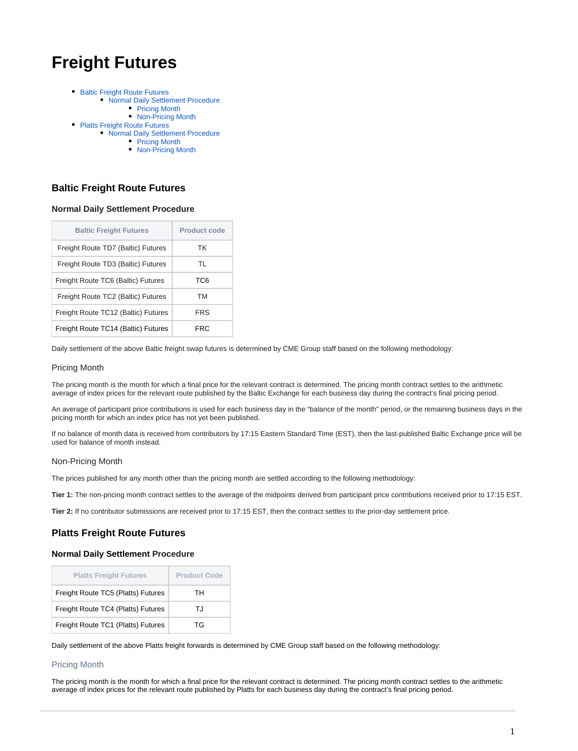# Freight Futures

- Baltic Freight Route Futures
  - Normal Daily Settlement Procedure
    - Pricing Month
    - Non-Pricing Month
- Platts Freight Route Futures
  - Normal Daily Settlement Procedure
    - Pricing Month
    - Non-Pricing Month

## Baltic Freight Route Futures

### Normal Daily Settlement Procedure

| Baltic Freight Futures | Product code |
| --- | --- |
| Freight Route TD7 (Baltic) Futures | TK |
| Freight Route TD3 (Baltic) Futures | TL |
| Freight Route TC6 (Baltic) Futures | TC6 |
| Freight Route TC2 (Baltic) Futures | TM |
| Freight Route TC12 (Baltic) Futures | FRS |
| Freight Route TC14 (Baltic) Futures | FRC |

Daily settlement of the above Baltic freight swap futures is determined by CME Group staff based on the following methodology:

#### Pricing Month

The pricing month is the month for which a final price for the relevant contract is determined. The pricing month contract settles to the arithmetic average of index prices for the relevant route published by the Baltic Exchange for each business day during the contract's final pricing period.

An average of participant price contributions is used for each business day in the "balance of the month" period, or the remaining business days in the pricing month for which an index price has not yet been published.

If no balance of month data is received from contributors by 17:15 Eastern Standard Time (EST), then the last-published Baltic Exchange price will be used for balance of month instead.

#### Non-Pricing Month

The prices published for any month other than the pricing month are settled according to the following methodology:

**Tier 1:** The non-pricing month contract settles to the average of the midpoints derived from participant price contributions received prior to 17:15 EST.

**Tier 2:** If no contributor submissions are received prior to 17:15 EST, then the contract settles to the prior-day settlement price.

## Platts Freight Route Futures

### Normal Daily Settlement Procedure

| Platts Freight Futures | Product Code |
| --- | --- |
| Freight Route TC5 (Platts) Futures | TH |
| Freight Route TC4 (Platts) Futures | TJ |
| Freight Route TC1 (Platts) Futures | TG |

Daily settlement of the above Platts freight forwards is determined by CME Group staff based on the following methodology:

#### Pricing Month

The pricing month is the month for which a final price for the relevant contract is determined. The pricing month contract settles to the arithmetic average of index prices for the relevant route published by Platts for each business day during the contract's final pricing period.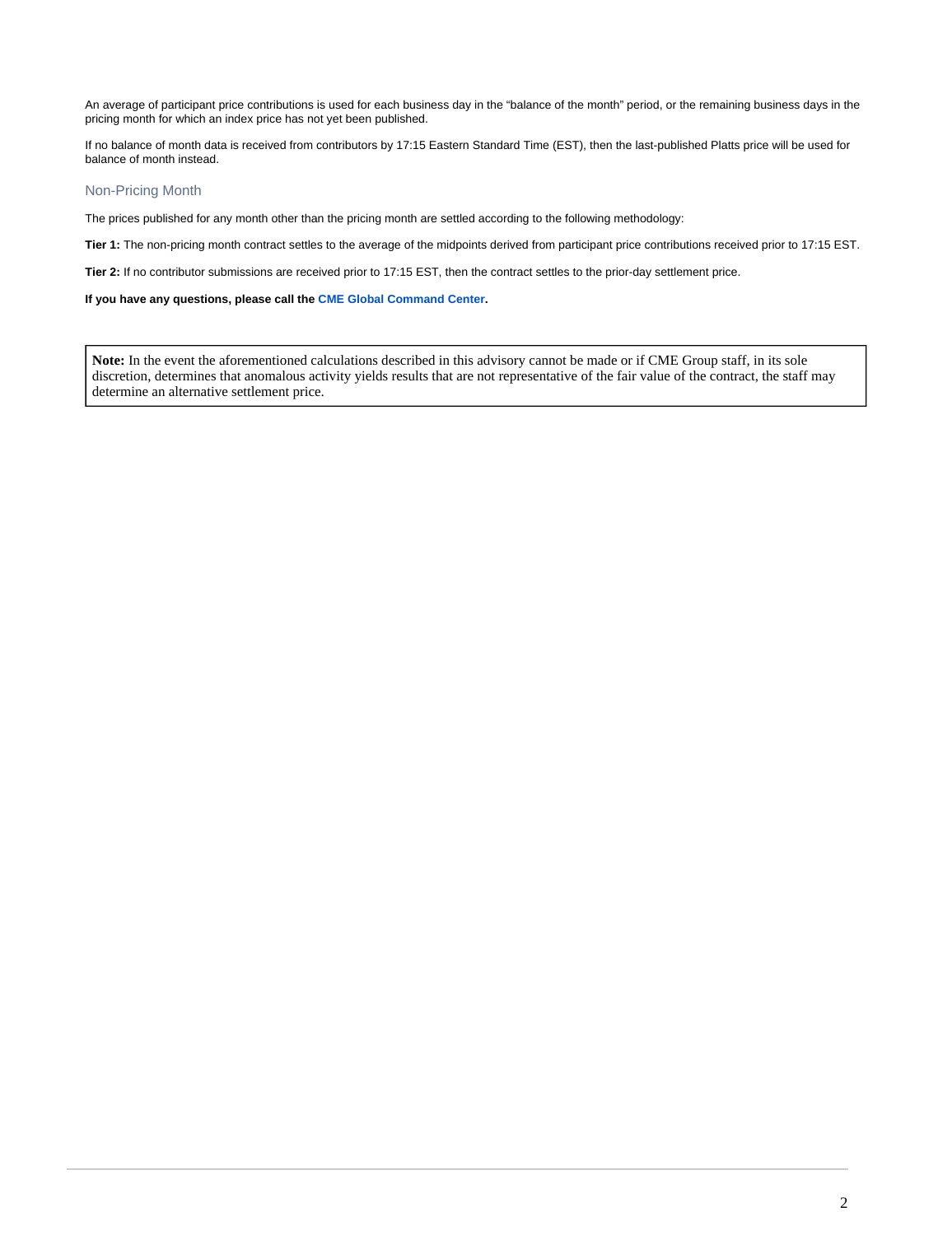An average of participant price contributions is used for each business day in the "balance of the month" period, or the remaining business days in the pricing month for which an index price has not yet been published.

If no balance of month data is received from contributors by 17:15 Eastern Standard Time (EST), then the last-published Platts price will be used for balance of month instead.

## Non-Pricing Month

The prices published for any month other than the pricing month are settled according to the following methodology:

**Tier 1:** The non-pricing month contract settles to the average of the midpoints derived from participant price contributions received prior to 17:15 EST.

**Tier 2:** If no contributor submissions are received prior to 17:15 EST, then the contract settles to the prior-day settlement price.

**If you have any questions, please call the CME Global Command Center.**

**Note:** In the event the aforementioned calculations described in this advisory cannot be made or if CME Group staff, in its sole discretion, determines that anomalous activity yields results that are not representative of the fair value of the contract, the staff may determine an alternative settlement price.